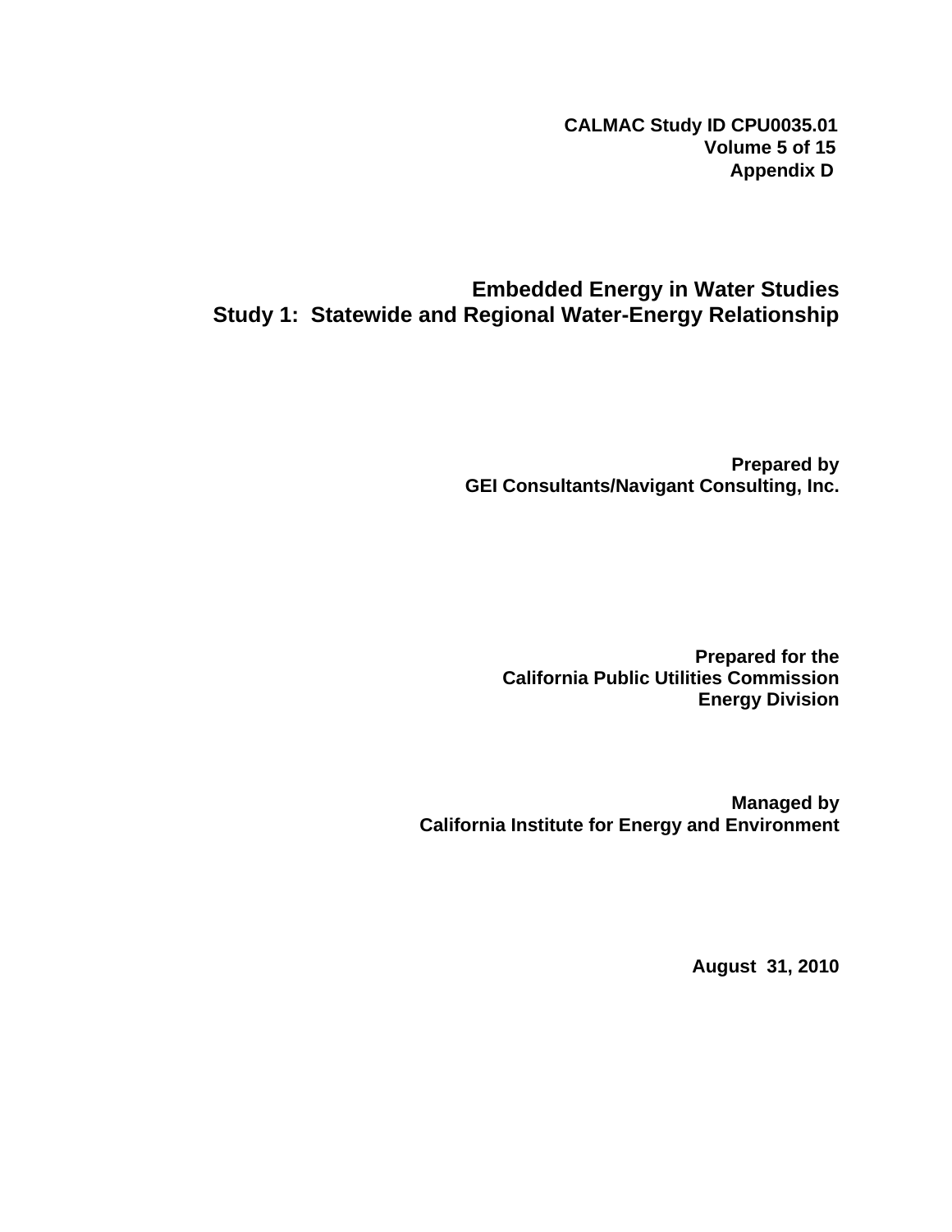**CALMAC Study ID CPU0035.01**
**Volume 5 of 15**
**Appendix D**

# Embedded Energy in Water Studies
# Study 1: Statewide and Regional Water-Energy Relationship

**Prepared by**
**GEI Consultants/Navigant Consulting, Inc.**

**Prepared for the**
**California Public Utilities Commission**
**Energy Division**

**Managed by**
**California Institute for Energy and Environment**

**August 31, 2010**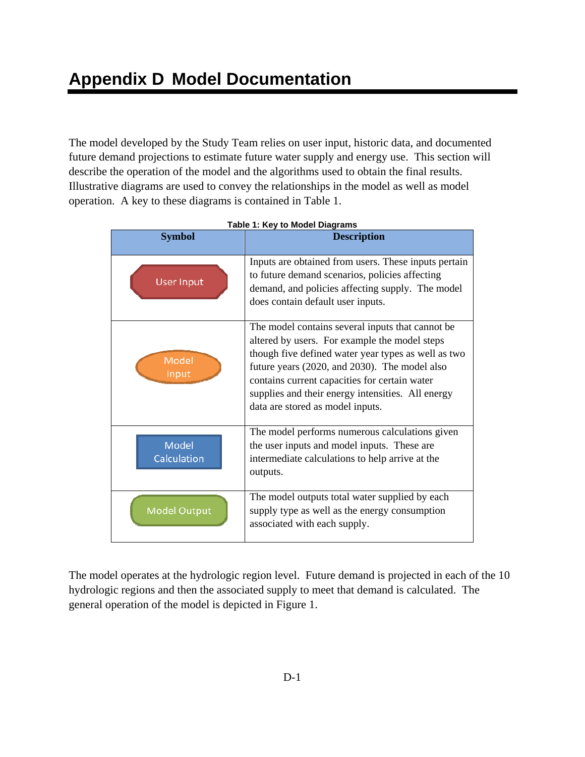# Appendix D Model Documentation

The model developed by the Study Team relies on user input, historic data, and documented future demand projections to estimate future water supply and energy use. This section will describe the operation of the model and the algorithms used to obtain the final results. Illustrative diagrams are used to convey the relationships in the model as well as model operation. A key to these diagrams is contained in Table 1.

**Table 1: Key to Model Diagrams**

| Symbol | Description |
|---|---|
| User Input | Inputs are obtained from users. These inputs pertain to future demand scenarios, policies affecting demand, and policies affecting supply. The model does contain default user inputs. |
| Model Input | The model contains several inputs that cannot be altered by users. For example the model steps though five defined water year types as well as two future years (2020, and 2030). The model also contains current capacities for certain water supplies and their energy intensities. All energy data are stored as model inputs. |
| Model Calculation | The model performs numerous calculations given the user inputs and model inputs. These are intermediate calculations to help arrive at the outputs. |
| Model Output | The model outputs total water supplied by each supply type as well as the energy consumption associated with each supply. |

The model operates at the hydrologic region level. Future demand is projected in each of the 10 hydrologic regions and then the associated supply to meet that demand is calculated. The general operation of the model is depicted in Figure 1.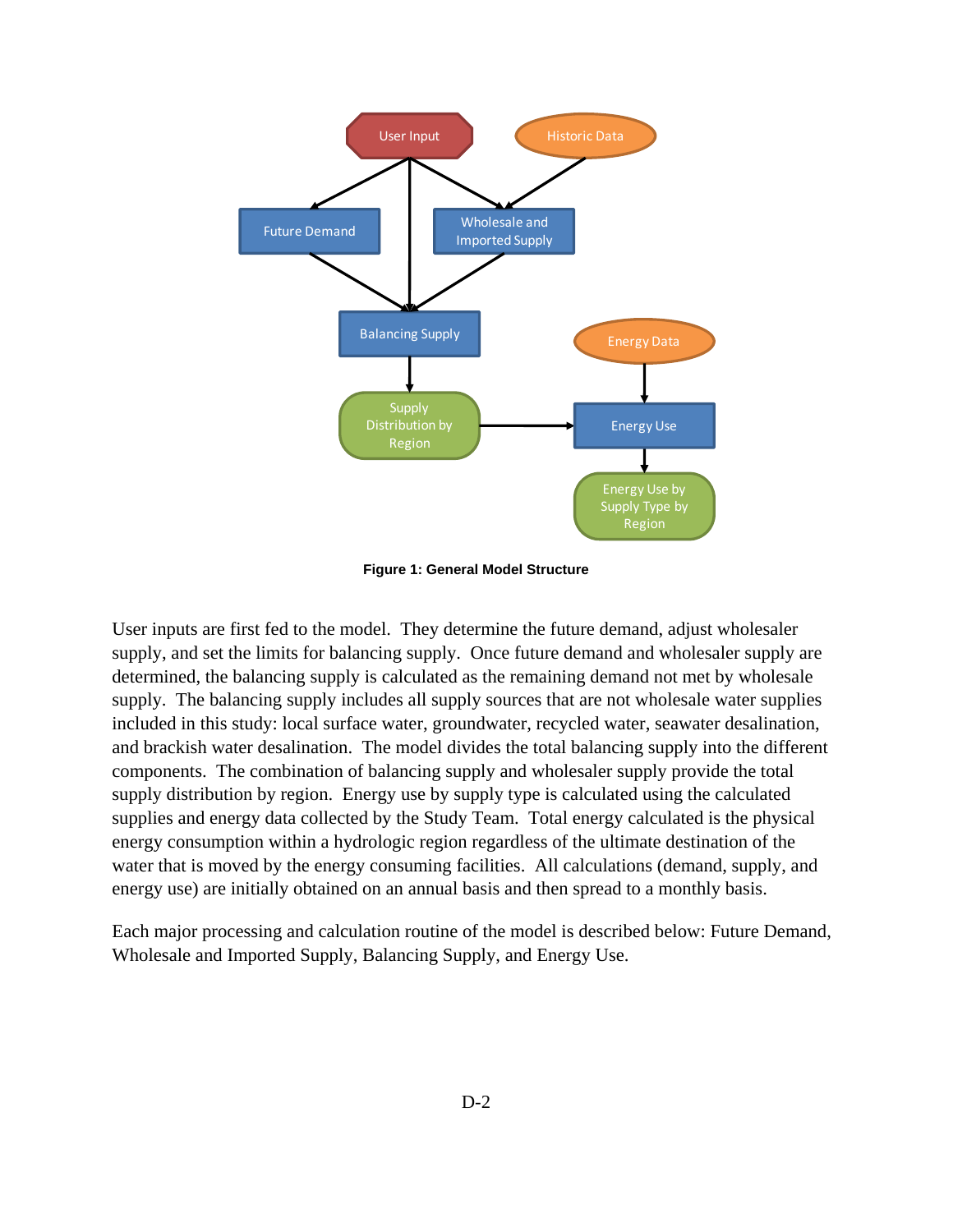**Figure 1: General Model Structure**

User inputs are first fed to the model. They determine the future demand, adjust wholesaler supply, and set the limits for balancing supply. Once future demand and wholesaler supply are determined, the balancing supply is calculated as the remaining demand not met by wholesale supply. The balancing supply includes all supply sources that are not wholesale water supplies included in this study: local surface water, groundwater, recycled water, seawater desalination, and brackish water desalination. The model divides the total balancing supply into the different components. The combination of balancing supply and wholesaler supply provide the total supply distribution by region. Energy use by supply type is calculated using the calculated supplies and energy data collected by the Study Team. Total energy calculated is the physical energy consumption within a hydrologic region regardless of the ultimate destination of the water that is moved by the energy consuming facilities. All calculations (demand, supply, and energy use) are initially obtained on an annual basis and then spread to a monthly basis.

Each major processing and calculation routine of the model is described below: Future Demand, Wholesale and Imported Supply, Balancing Supply, and Energy Use.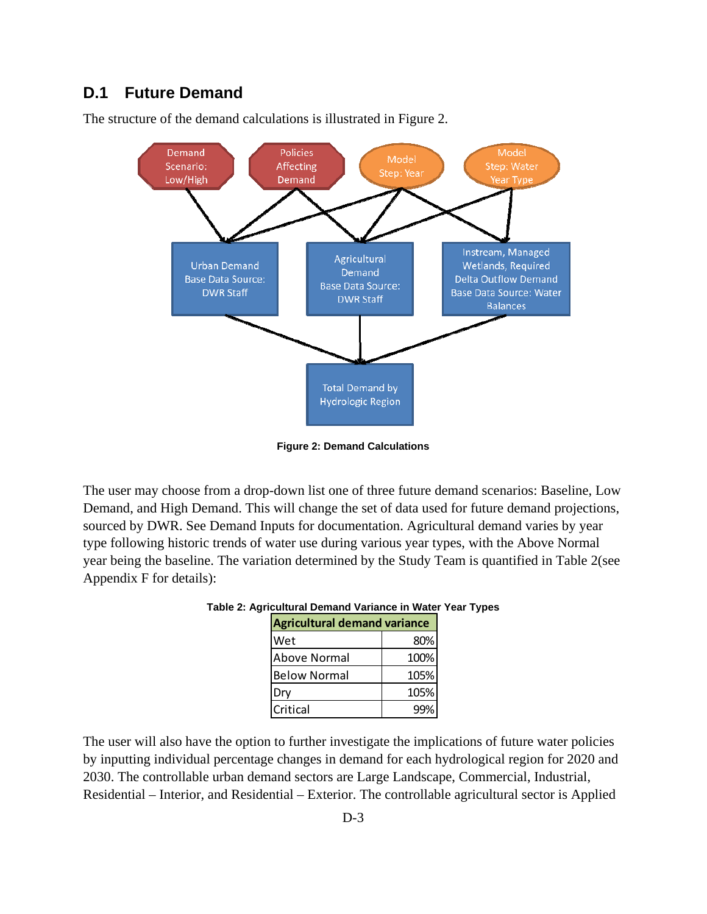## D.1 Future Demand

The structure of the demand calculations is illustrated in Figure 2.

**Figure 2: Demand Calculations**

The user may choose from a drop-down list one of three future demand scenarios: Baseline, Low Demand, and High Demand. This will change the set of data used for future demand projections, sourced by DWR. See Demand Inputs for documentation. Agricultural demand varies by year type following historic trends of water use during various year types, with the Above Normal year being the baseline. The variation determined by the Study Team is quantified in Table 2(see Appendix F for details):

**Table 2: Agricultural Demand Variance in Water Year Types**

| Agricultural demand variance | |
|---|---|
| Wet | 80% |
| Above Normal | 100% |
| Below Normal | 105% |
| Dry | 105% |
| Critical | 99% |

The user will also have the option to further investigate the implications of future water policies by inputting individual percentage changes in demand for each hydrological region for 2020 and 2030. The controllable urban demand sectors are Large Landscape, Commercial, Industrial, Residential – Interior, and Residential – Exterior. The controllable agricultural sector is Applied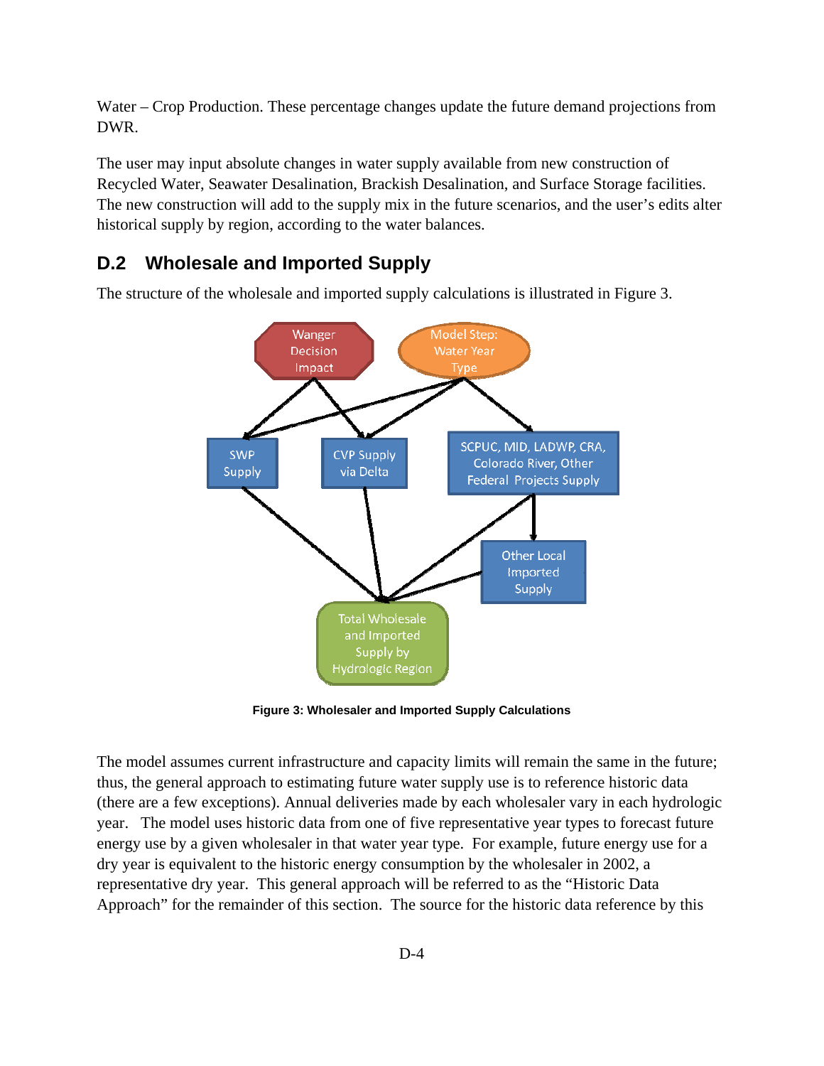Water – Crop Production. These percentage changes update the future demand projections from DWR.

The user may input absolute changes in water supply available from new construction of Recycled Water, Seawater Desalination, Brackish Desalination, and Surface Storage facilities. The new construction will add to the supply mix in the future scenarios, and the user's edits alter historical supply by region, according to the water balances.

## D.2 Wholesale and Imported Supply

The structure of the wholesale and imported supply calculations is illustrated in Figure 3.

**Figure 3: Wholesaler and Imported Supply Calculations**

The model assumes current infrastructure and capacity limits will remain the same in the future; thus, the general approach to estimating future water supply use is to reference historic data (there are a few exceptions). Annual deliveries made by each wholesaler vary in each hydrologic year. The model uses historic data from one of five representative year types to forecast future energy use by a given wholesaler in that water year type. For example, future energy use for a dry year is equivalent to the historic energy consumption by the wholesaler in 2002, a representative dry year. This general approach will be referred to as the "Historic Data Approach" for the remainder of this section. The source for the historic data reference by this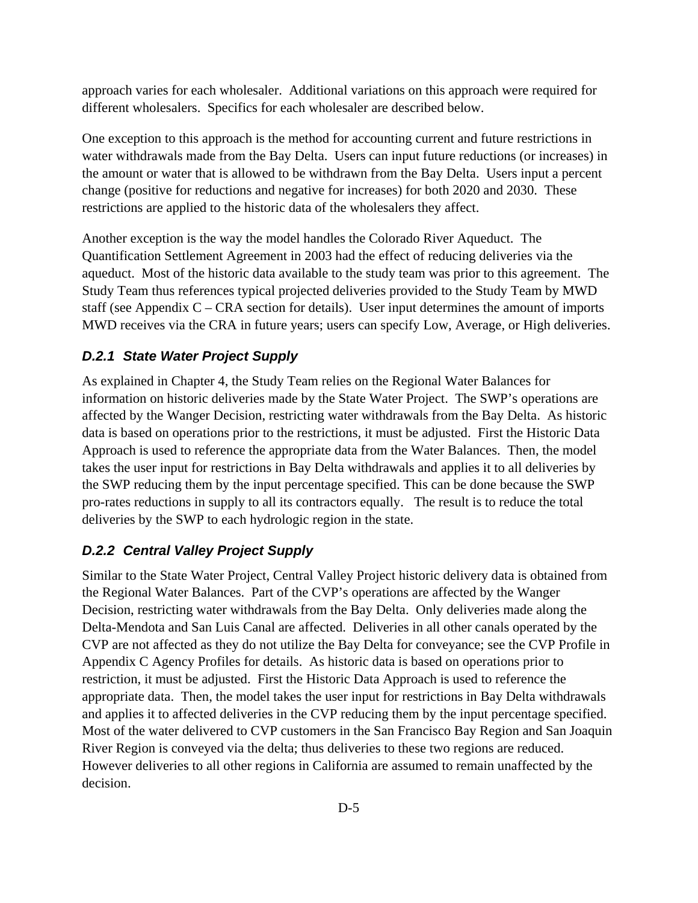approach varies for each wholesaler. Additional variations on this approach were required for different wholesalers. Specifics for each wholesaler are described below.

One exception to this approach is the method for accounting current and future restrictions in water withdrawals made from the Bay Delta. Users can input future reductions (or increases) in the amount or water that is allowed to be withdrawn from the Bay Delta. Users input a percent change (positive for reductions and negative for increases) for both 2020 and 2030. These restrictions are applied to the historic data of the wholesalers they affect.

Another exception is the way the model handles the Colorado River Aqueduct. The Quantification Settlement Agreement in 2003 had the effect of reducing deliveries via the aqueduct. Most of the historic data available to the study team was prior to this agreement. The Study Team thus references typical projected deliveries provided to the Study Team by MWD staff (see Appendix C – CRA section for details). User input determines the amount of imports MWD receives via the CRA in future years; users can specify Low, Average, or High deliveries.

### *D.2.1 State Water Project Supply*

As explained in Chapter 4, the Study Team relies on the Regional Water Balances for information on historic deliveries made by the State Water Project. The SWP's operations are affected by the Wanger Decision, restricting water withdrawals from the Bay Delta. As historic data is based on operations prior to the restrictions, it must be adjusted. First the Historic Data Approach is used to reference the appropriate data from the Water Balances. Then, the model takes the user input for restrictions in Bay Delta withdrawals and applies it to all deliveries by the SWP reducing them by the input percentage specified. This can be done because the SWP pro-rates reductions in supply to all its contractors equally. The result is to reduce the total deliveries by the SWP to each hydrologic region in the state.

### *D.2.2 Central Valley Project Supply*

Similar to the State Water Project, Central Valley Project historic delivery data is obtained from the Regional Water Balances. Part of the CVP's operations are affected by the Wanger Decision, restricting water withdrawals from the Bay Delta. Only deliveries made along the Delta-Mendota and San Luis Canal are affected. Deliveries in all other canals operated by the CVP are not affected as they do not utilize the Bay Delta for conveyance; see the CVP Profile in Appendix C Agency Profiles for details. As historic data is based on operations prior to restriction, it must be adjusted. First the Historic Data Approach is used to reference the appropriate data. Then, the model takes the user input for restrictions in Bay Delta withdrawals and applies it to affected deliveries in the CVP reducing them by the input percentage specified. Most of the water delivered to CVP customers in the San Francisco Bay Region and San Joaquin River Region is conveyed via the delta; thus deliveries to these two regions are reduced. However deliveries to all other regions in California are assumed to remain unaffected by the decision.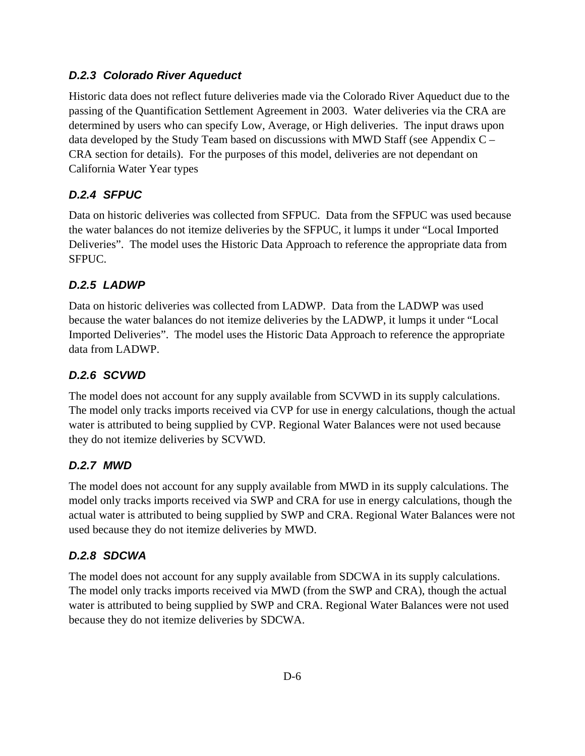### *D.2.3 Colorado River Aqueduct*

Historic data does not reflect future deliveries made via the Colorado River Aqueduct due to the passing of the Quantification Settlement Agreement in 2003. Water deliveries via the CRA are determined by users who can specify Low, Average, or High deliveries. The input draws upon data developed by the Study Team based on discussions with MWD Staff (see Appendix C – CRA section for details). For the purposes of this model, deliveries are not dependant on California Water Year types

### *D.2.4 SFPUC*

Data on historic deliveries was collected from SFPUC. Data from the SFPUC was used because the water balances do not itemize deliveries by the SFPUC, it lumps it under "Local Imported Deliveries". The model uses the Historic Data Approach to reference the appropriate data from SFPUC.

### *D.2.5 LADWP*

Data on historic deliveries was collected from LADWP. Data from the LADWP was used because the water balances do not itemize deliveries by the LADWP, it lumps it under "Local Imported Deliveries". The model uses the Historic Data Approach to reference the appropriate data from LADWP.

### *D.2.6 SCVWD*

The model does not account for any supply available from SCVWD in its supply calculations. The model only tracks imports received via CVP for use in energy calculations, though the actual water is attributed to being supplied by CVP. Regional Water Balances were not used because they do not itemize deliveries by SCVWD.

### *D.2.7 MWD*

The model does not account for any supply available from MWD in its supply calculations. The model only tracks imports received via SWP and CRA for use in energy calculations, though the actual water is attributed to being supplied by SWP and CRA. Regional Water Balances were not used because they do not itemize deliveries by MWD.

### *D.2.8 SDCWA*

The model does not account for any supply available from SDCWA in its supply calculations. The model only tracks imports received via MWD (from the SWP and CRA), though the actual water is attributed to being supplied by SWP and CRA. Regional Water Balances were not used because they do not itemize deliveries by SDCWA.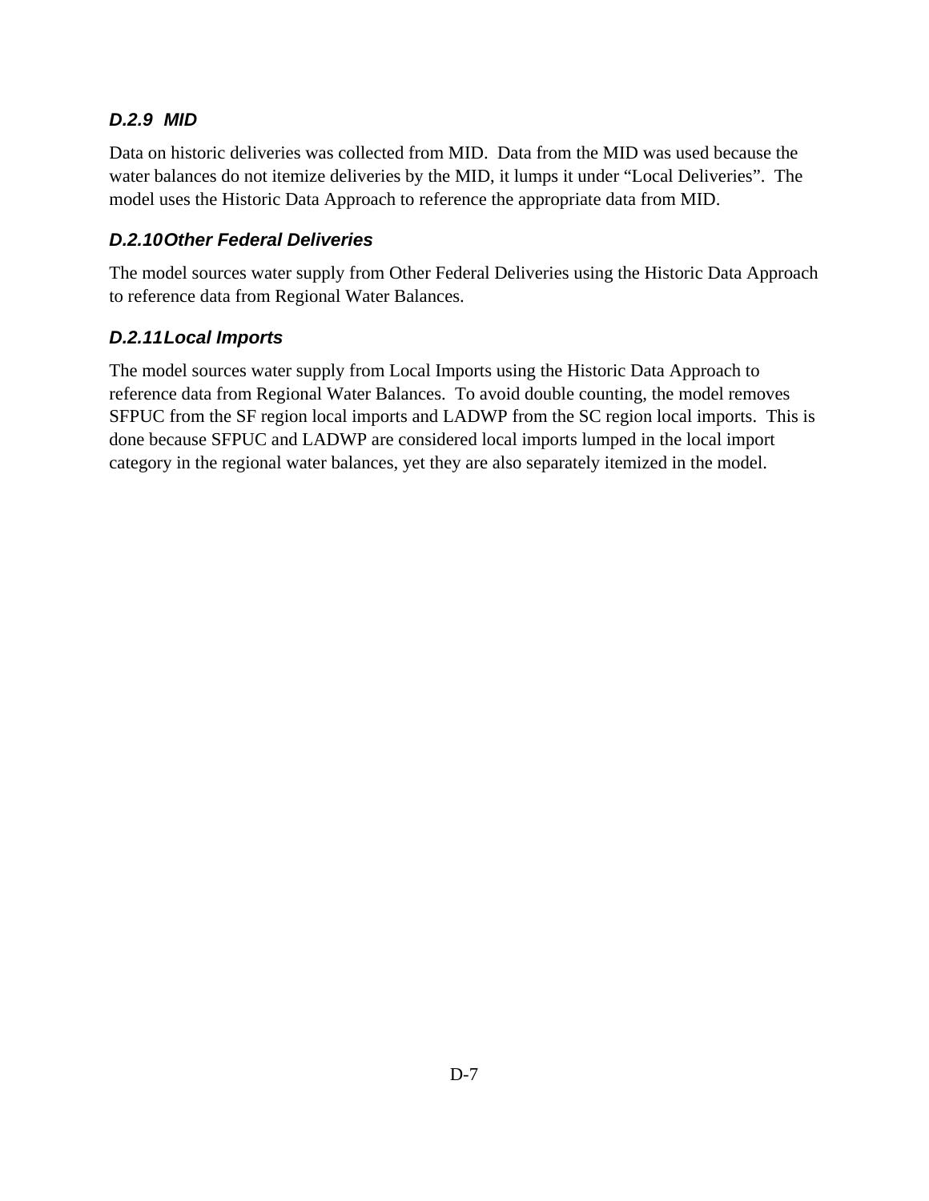### *D.2.9 MID*

Data on historic deliveries was collected from MID. Data from the MID was used because the water balances do not itemize deliveries by the MID, it lumps it under "Local Deliveries". The model uses the Historic Data Approach to reference the appropriate data from MID.

### *D.2.10 Other Federal Deliveries*

The model sources water supply from Other Federal Deliveries using the Historic Data Approach to reference data from Regional Water Balances.

### *D.2.11 Local Imports*

The model sources water supply from Local Imports using the Historic Data Approach to reference data from Regional Water Balances. To avoid double counting, the model removes SFPUC from the SF region local imports and LADWP from the SC region local imports. This is done because SFPUC and LADWP are considered local imports lumped in the local import category in the regional water balances, yet they are also separately itemized in the model.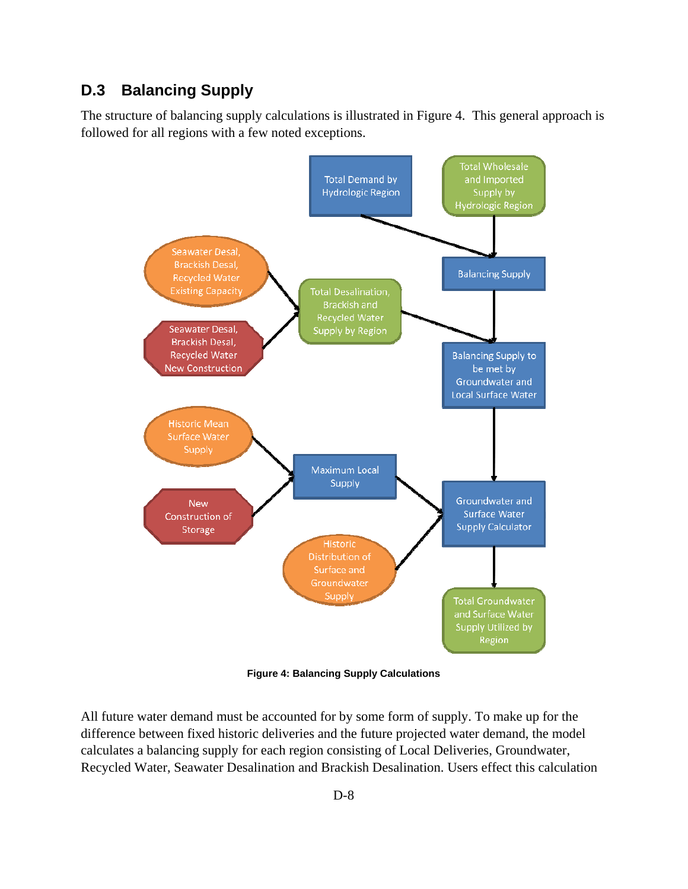## D.3 Balancing Supply

The structure of balancing supply calculations is illustrated in Figure 4. This general approach is followed for all regions with a few noted exceptions.

**Figure 4: Balancing Supply Calculations**

All future water demand must be accounted for by some form of supply. To make up for the difference between fixed historic deliveries and the future projected water demand, the model calculates a balancing supply for each region consisting of Local Deliveries, Groundwater, Recycled Water, Seawater Desalination and Brackish Desalination. Users effect this calculation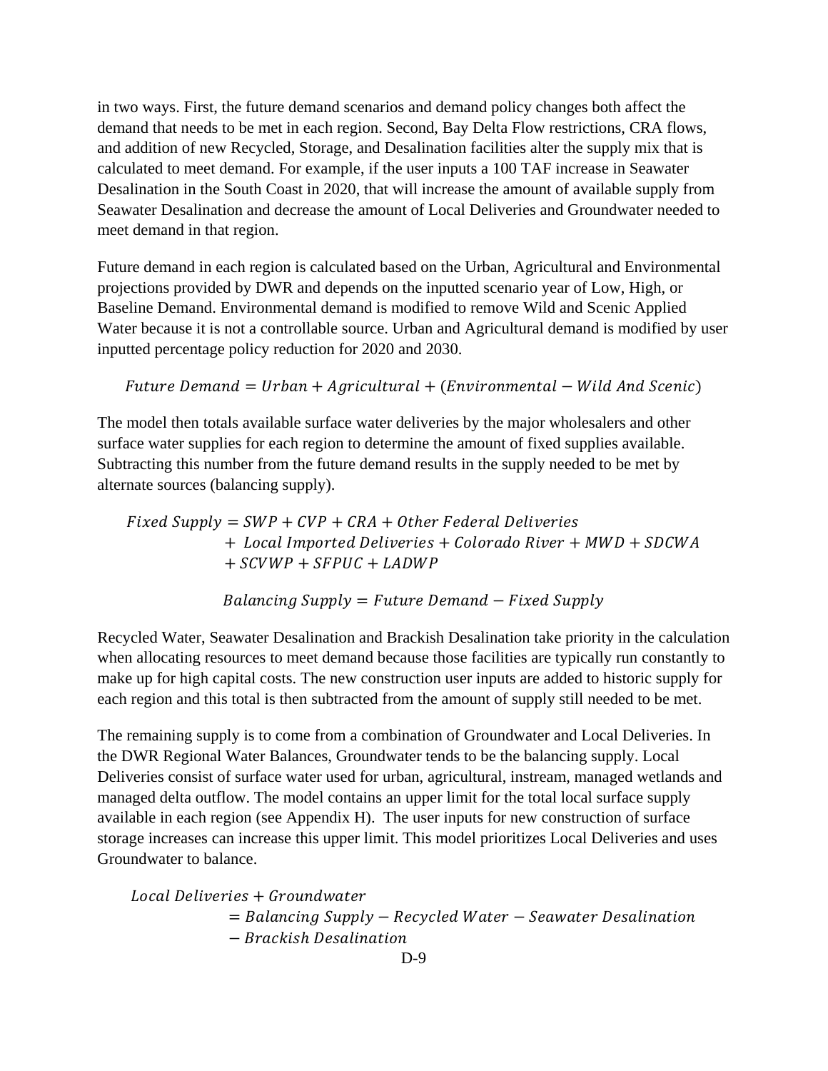in two ways. First, the future demand scenarios and demand policy changes both affect the demand that needs to be met in each region. Second, Bay Delta Flow restrictions, CRA flows, and addition of new Recycled, Storage, and Desalination facilities alter the supply mix that is calculated to meet demand. For example, if the user inputs a 100 TAF increase in Seawater Desalination in the South Coast in 2020, that will increase the amount of available supply from Seawater Desalination and decrease the amount of Local Deliveries and Groundwater needed to meet demand in that region.

Future demand in each region is calculated based on the Urban, Agricultural and Environmental projections provided by DWR and depends on the inputted scenario year of Low, High, or Baseline Demand. Environmental demand is modified to remove Wild and Scenic Applied Water because it is not a controllable source. Urban and Agricultural demand is modified by user inputted percentage policy reduction for 2020 and 2030.

$$Future\ Demand = Urban + Agricultural + (Environmental - Wild\ And\ Scenic)$$

The model then totals available surface water deliveries by the major wholesalers and other surface water supplies for each region to determine the amount of fixed supplies available. Subtracting this number from the future demand results in the supply needed to be met by alternate sources (balancing supply).

$$Fixed\ Supply = SWP + CVP + CRA + Other\ Federal\ Deliveries + Local\ Imported\ Deliveries + Colorado\ River + MWD + SDCWA + SCVWP + SFPUC + LADWP$$

$$Balancing\ Supply = Future\ Demand - Fixed\ Supply$$

Recycled Water, Seawater Desalination and Brackish Desalination take priority in the calculation when allocating resources to meet demand because those facilities are typically run constantly to make up for high capital costs. The new construction user inputs are added to historic supply for each region and this total is then subtracted from the amount of supply still needed to be met.

The remaining supply is to come from a combination of Groundwater and Local Deliveries. In the DWR Regional Water Balances, Groundwater tends to be the balancing supply. Local Deliveries consist of surface water used for urban, agricultural, instream, managed wetlands and managed delta outflow. The model contains an upper limit for the total local surface supply available in each region (see Appendix H). The user inputs for new construction of surface storage increases can increase this upper limit. This model prioritizes Local Deliveries and uses Groundwater to balance.

$$Local\ Deliveries + Groundwater = Balancing\ Supply - Recycled\ Water - Seawater\ Desalination - Brackish\ Desalination$$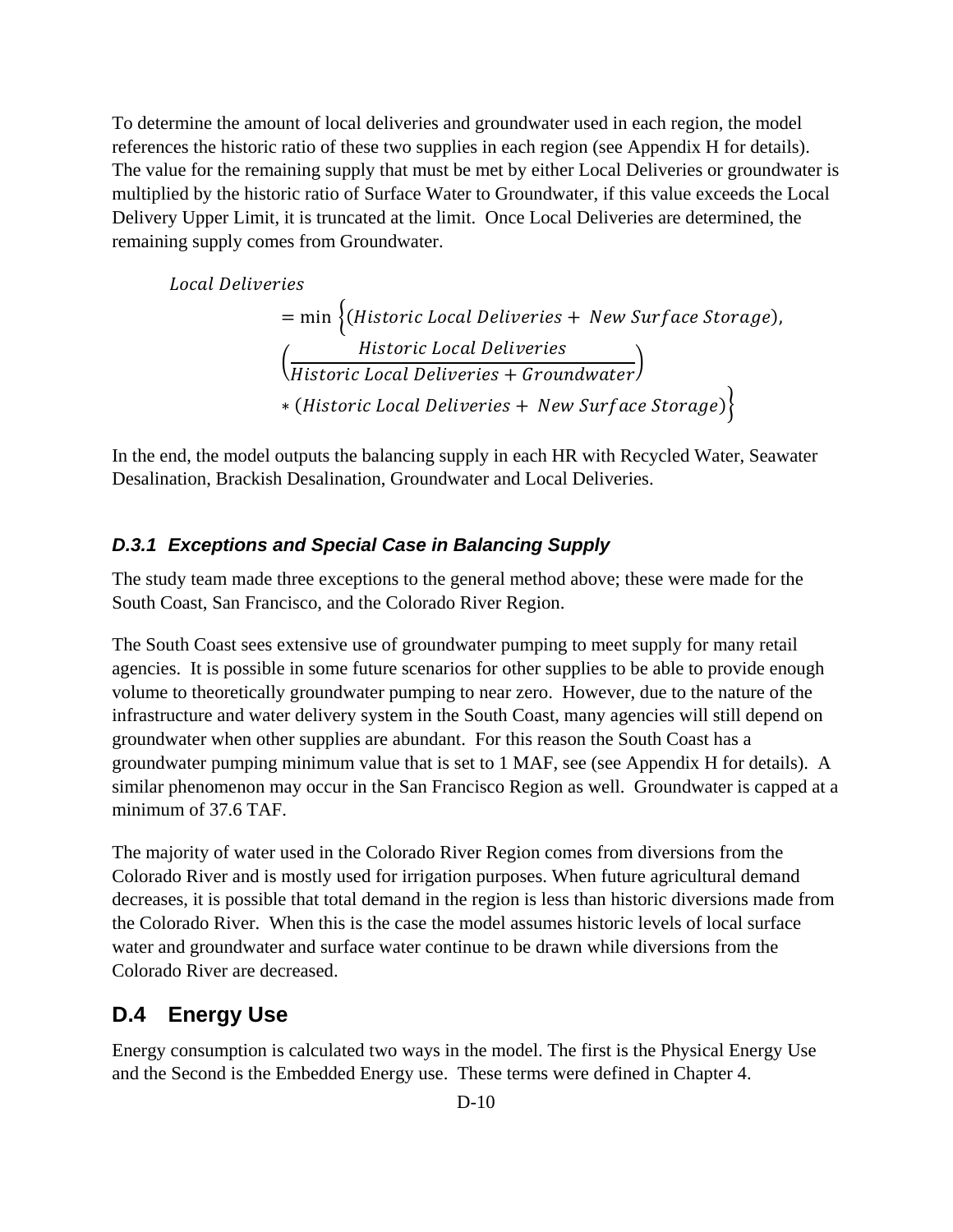To determine the amount of local deliveries and groundwater used in each region, the model references the historic ratio of these two supplies in each region (see Appendix H for details). The value for the remaining supply that must be met by either Local Deliveries or groundwater is multiplied by the historic ratio of Surface Water to Groundwater, if this value exceeds the Local Delivery Upper Limit, it is truncated at the limit. Once Local Deliveries are determined, the remaining supply comes from Groundwater.

$$
\begin{aligned}
&Local\ Deliveries \\
&\quad = \min \Big\{(Historic\ Local\ Deliveries + \ New\ Surface\ Storage), \\
&\quad \left(\frac{Historic\ Local\ Deliveries}{Historic\ Local\ Deliveries + Groundwater}\right) \\
&\quad * (Historic\ Local\ Deliveries + \ New\ Surface\ Storage)\Big\}
\end{aligned}
$$

In the end, the model outputs the balancing supply in each HR with Recycled Water, Seawater Desalination, Brackish Desalination, Groundwater and Local Deliveries.

### *D.3.1 Exceptions and Special Case in Balancing Supply*

The study team made three exceptions to the general method above; these were made for the South Coast, San Francisco, and the Colorado River Region.

The South Coast sees extensive use of groundwater pumping to meet supply for many retail agencies. It is possible in some future scenarios for other supplies to be able to provide enough volume to theoretically groundwater pumping to near zero. However, due to the nature of the infrastructure and water delivery system in the South Coast, many agencies will still depend on groundwater when other supplies are abundant. For this reason the South Coast has a groundwater pumping minimum value that is set to 1 MAF, see (see Appendix H for details). A similar phenomenon may occur in the San Francisco Region as well. Groundwater is capped at a minimum of 37.6 TAF.

The majority of water used in the Colorado River Region comes from diversions from the Colorado River and is mostly used for irrigation purposes. When future agricultural demand decreases, it is possible that total demand in the region is less than historic diversions made from the Colorado River. When this is the case the model assumes historic levels of local surface water and groundwater and surface water continue to be drawn while diversions from the Colorado River are decreased.

## D.4 Energy Use

Energy consumption is calculated two ways in the model. The first is the Physical Energy Use and the Second is the Embedded Energy use. These terms were defined in Chapter 4.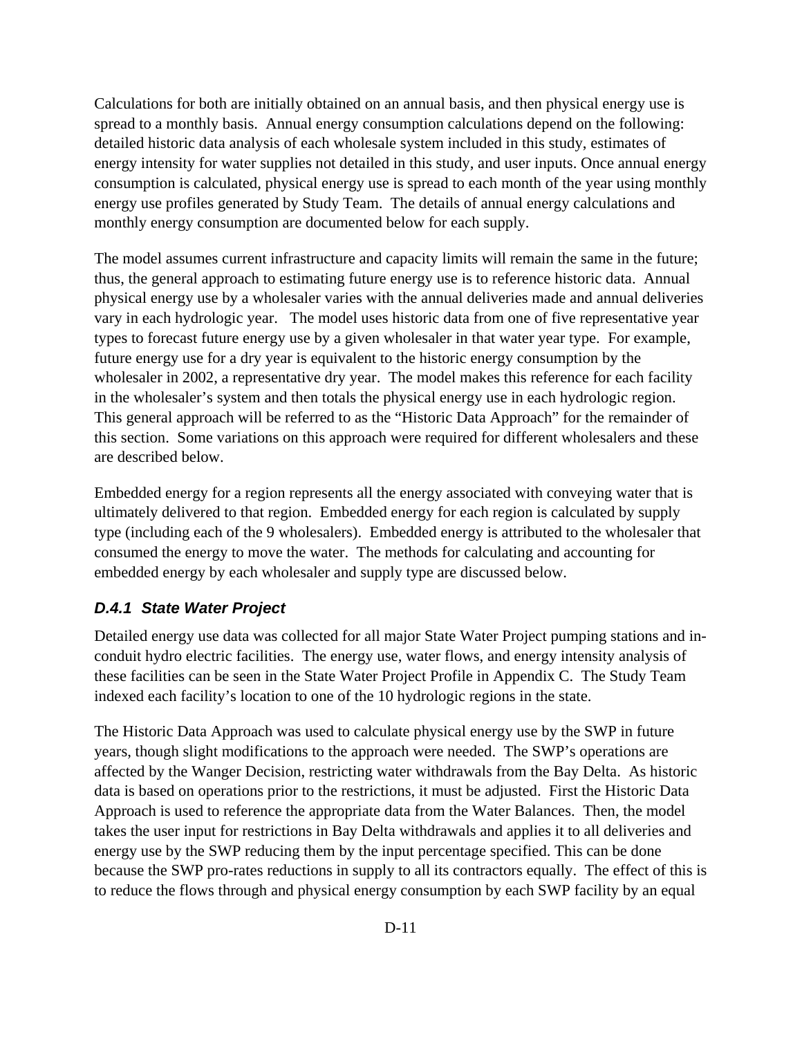Calculations for both are initially obtained on an annual basis, and then physical energy use is spread to a monthly basis. Annual energy consumption calculations depend on the following: detailed historic data analysis of each wholesale system included in this study, estimates of energy intensity for water supplies not detailed in this study, and user inputs. Once annual energy consumption is calculated, physical energy use is spread to each month of the year using monthly energy use profiles generated by Study Team. The details of annual energy calculations and monthly energy consumption are documented below for each supply.

The model assumes current infrastructure and capacity limits will remain the same in the future; thus, the general approach to estimating future energy use is to reference historic data. Annual physical energy use by a wholesaler varies with the annual deliveries made and annual deliveries vary in each hydrologic year. The model uses historic data from one of five representative year types to forecast future energy use by a given wholesaler in that water year type. For example, future energy use for a dry year is equivalent to the historic energy consumption by the wholesaler in 2002, a representative dry year. The model makes this reference for each facility in the wholesaler's system and then totals the physical energy use in each hydrologic region. This general approach will be referred to as the "Historic Data Approach" for the remainder of this section. Some variations on this approach were required for different wholesalers and these are described below.

Embedded energy for a region represents all the energy associated with conveying water that is ultimately delivered to that region. Embedded energy for each region is calculated by supply type (including each of the 9 wholesalers). Embedded energy is attributed to the wholesaler that consumed the energy to move the water. The methods for calculating and accounting for embedded energy by each wholesaler and supply type are discussed below.

### *D.4.1 State Water Project*

Detailed energy use data was collected for all major State Water Project pumping stations and in-conduit hydro electric facilities. The energy use, water flows, and energy intensity analysis of these facilities can be seen in the State Water Project Profile in Appendix C. The Study Team indexed each facility's location to one of the 10 hydrologic regions in the state.

The Historic Data Approach was used to calculate physical energy use by the SWP in future years, though slight modifications to the approach were needed. The SWP's operations are affected by the Wanger Decision, restricting water withdrawals from the Bay Delta. As historic data is based on operations prior to the restrictions, it must be adjusted. First the Historic Data Approach is used to reference the appropriate data from the Water Balances. Then, the model takes the user input for restrictions in Bay Delta withdrawals and applies it to all deliveries and energy use by the SWP reducing them by the input percentage specified. This can be done because the SWP pro-rates reductions in supply to all its contractors equally. The effect of this is to reduce the flows through and physical energy consumption by each SWP facility by an equal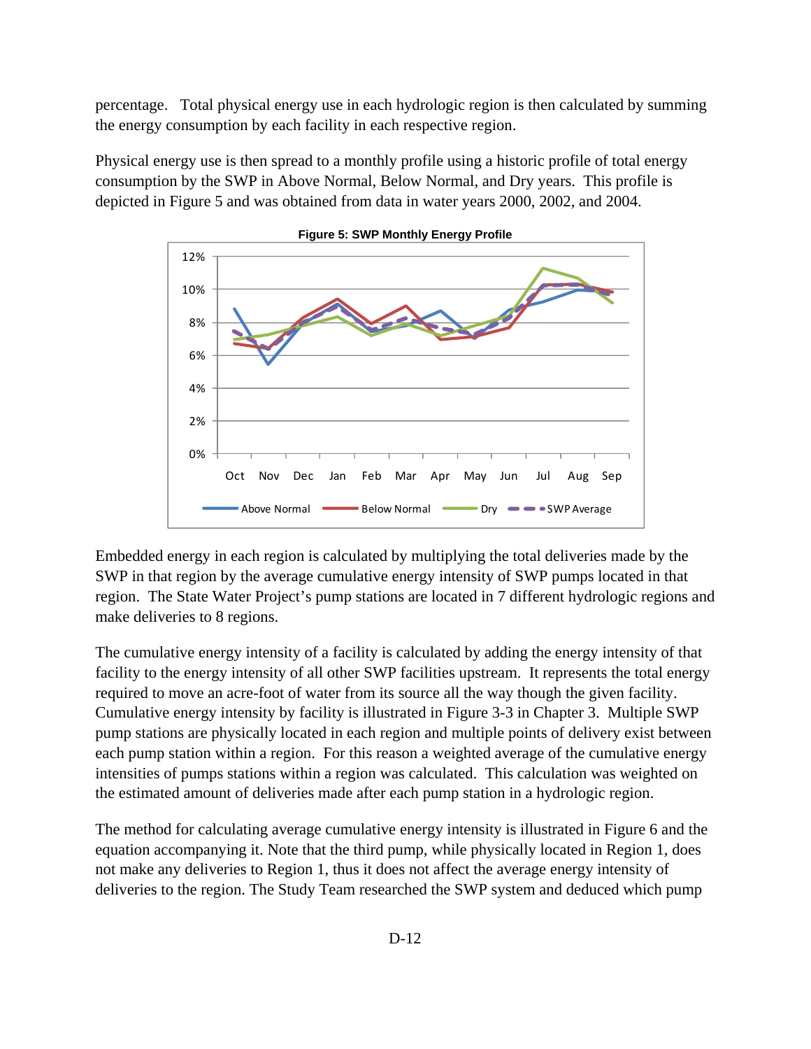percentage. Total physical energy use in each hydrologic region is then calculated by summing the energy consumption by each facility in each respective region.

Physical energy use is then spread to a monthly profile using a historic profile of total energy consumption by the SWP in Above Normal, Below Normal, and Dry years. This profile is depicted in Figure 5 and was obtained from data in water years 2000, 2002, and 2004.

**Figure 5: SWP Monthly Energy Profile**

Embedded energy in each region is calculated by multiplying the total deliveries made by the SWP in that region by the average cumulative energy intensity of SWP pumps located in that region. The State Water Project's pump stations are located in 7 different hydrologic regions and make deliveries to 8 regions.

The cumulative energy intensity of a facility is calculated by adding the energy intensity of that facility to the energy intensity of all other SWP facilities upstream. It represents the total energy required to move an acre-foot of water from its source all the way though the given facility. Cumulative energy intensity by facility is illustrated in Figure 3-3 in Chapter 3. Multiple SWP pump stations are physically located in each region and multiple points of delivery exist between each pump station within a region. For this reason a weighted average of the cumulative energy intensities of pumps stations within a region was calculated. This calculation was weighted on the estimated amount of deliveries made after each pump station in a hydrologic region.

The method for calculating average cumulative energy intensity is illustrated in Figure 6 and the equation accompanying it. Note that the third pump, while physically located in Region 1, does not make any deliveries to Region 1, thus it does not affect the average energy intensity of deliveries to the region. The Study Team researched the SWP system and deduced which pump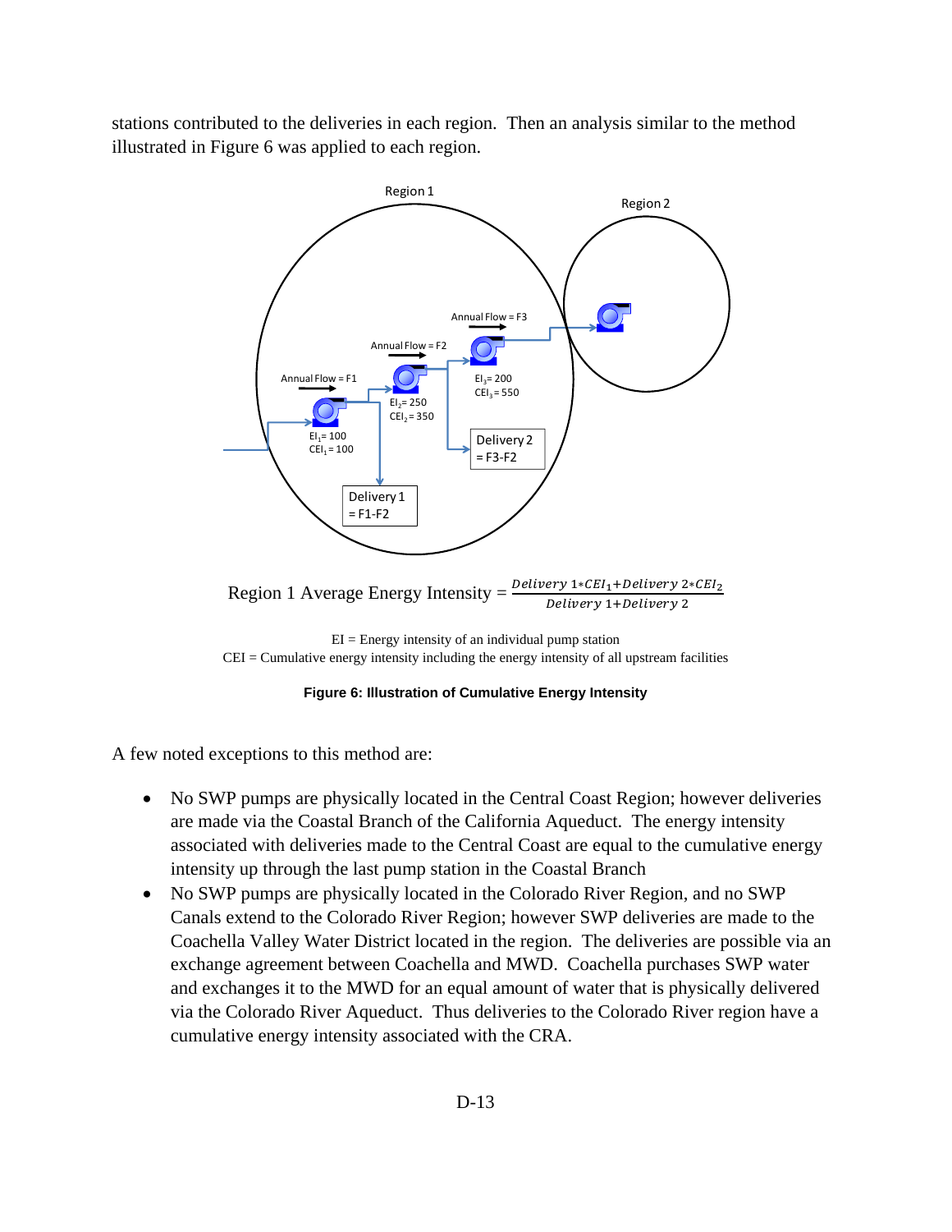stations contributed to the deliveries in each region. Then an analysis similar to the method illustrated in Figure 6 was applied to each region.

$$\text{Region 1 Average Energy Intensity} = \frac{Delivery\ 1 * CEI_1 + Delivery\ 2 * CEI_2}{Delivery\ 1 + Delivery\ 2}$$

EI = Energy intensity of an individual pump station
CEI = Cumulative energy intensity including the energy intensity of all upstream facilities

**Figure 6: Illustration of Cumulative Energy Intensity**

A few noted exceptions to this method are:

- No SWP pumps are physically located in the Central Coast Region; however deliveries are made via the Coastal Branch of the California Aqueduct. The energy intensity associated with deliveries made to the Central Coast are equal to the cumulative energy intensity up through the last pump station in the Coastal Branch
- No SWP pumps are physically located in the Colorado River Region, and no SWP Canals extend to the Colorado River Region; however SWP deliveries are made to the Coachella Valley Water District located in the region. The deliveries are possible via an exchange agreement between Coachella and MWD. Coachella purchases SWP water and exchanges it to the MWD for an equal amount of water that is physically delivered via the Colorado River Aqueduct. Thus deliveries to the Colorado River region have a cumulative energy intensity associated with the CRA.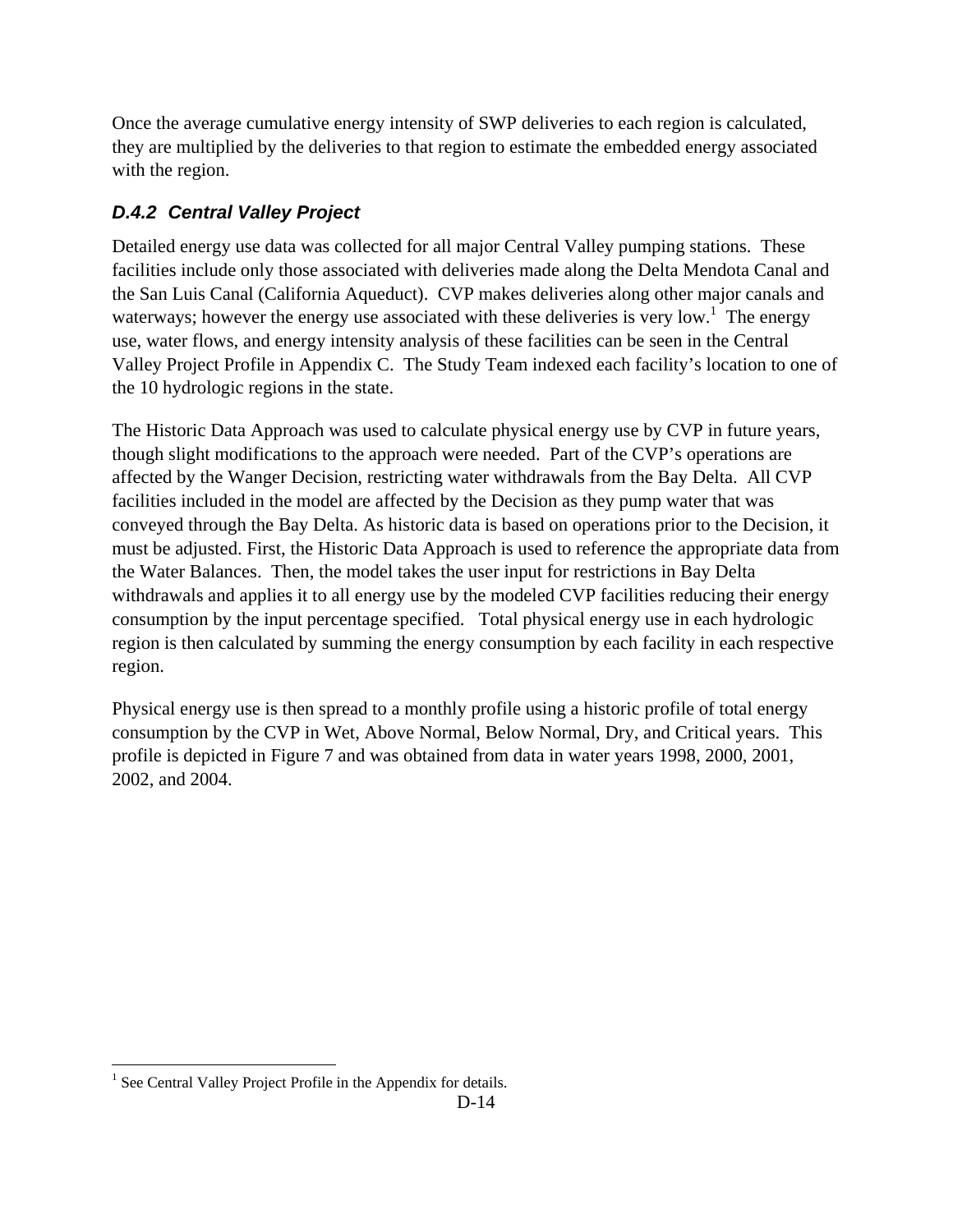Once the average cumulative energy intensity of SWP deliveries to each region is calculated, they are multiplied by the deliveries to that region to estimate the embedded energy associated with the region.

### *D.4.2 Central Valley Project*

Detailed energy use data was collected for all major Central Valley pumping stations. These facilities include only those associated with deliveries made along the Delta Mendota Canal and the San Luis Canal (California Aqueduct). CVP makes deliveries along other major canals and waterways; however the energy use associated with these deliveries is very low.[1] The energy use, water flows, and energy intensity analysis of these facilities can be seen in the Central Valley Project Profile in Appendix C. The Study Team indexed each facility's location to one of the 10 hydrologic regions in the state.

The Historic Data Approach was used to calculate physical energy use by CVP in future years, though slight modifications to the approach were needed. Part of the CVP's operations are affected by the Wanger Decision, restricting water withdrawals from the Bay Delta. All CVP facilities included in the model are affected by the Decision as they pump water that was conveyed through the Bay Delta. As historic data is based on operations prior to the Decision, it must be adjusted. First, the Historic Data Approach is used to reference the appropriate data from the Water Balances. Then, the model takes the user input for restrictions in Bay Delta withdrawals and applies it to all energy use by the modeled CVP facilities reducing their energy consumption by the input percentage specified. Total physical energy use in each hydrologic region is then calculated by summing the energy consumption by each facility in each respective region.

Physical energy use is then spread to a monthly profile using a historic profile of total energy consumption by the CVP in Wet, Above Normal, Below Normal, Dry, and Critical years. This profile is depicted in Figure 7 and was obtained from data in water years 1998, 2000, 2001, 2002, and 2004.

---

[1] See Central Valley Project Profile in the Appendix for details.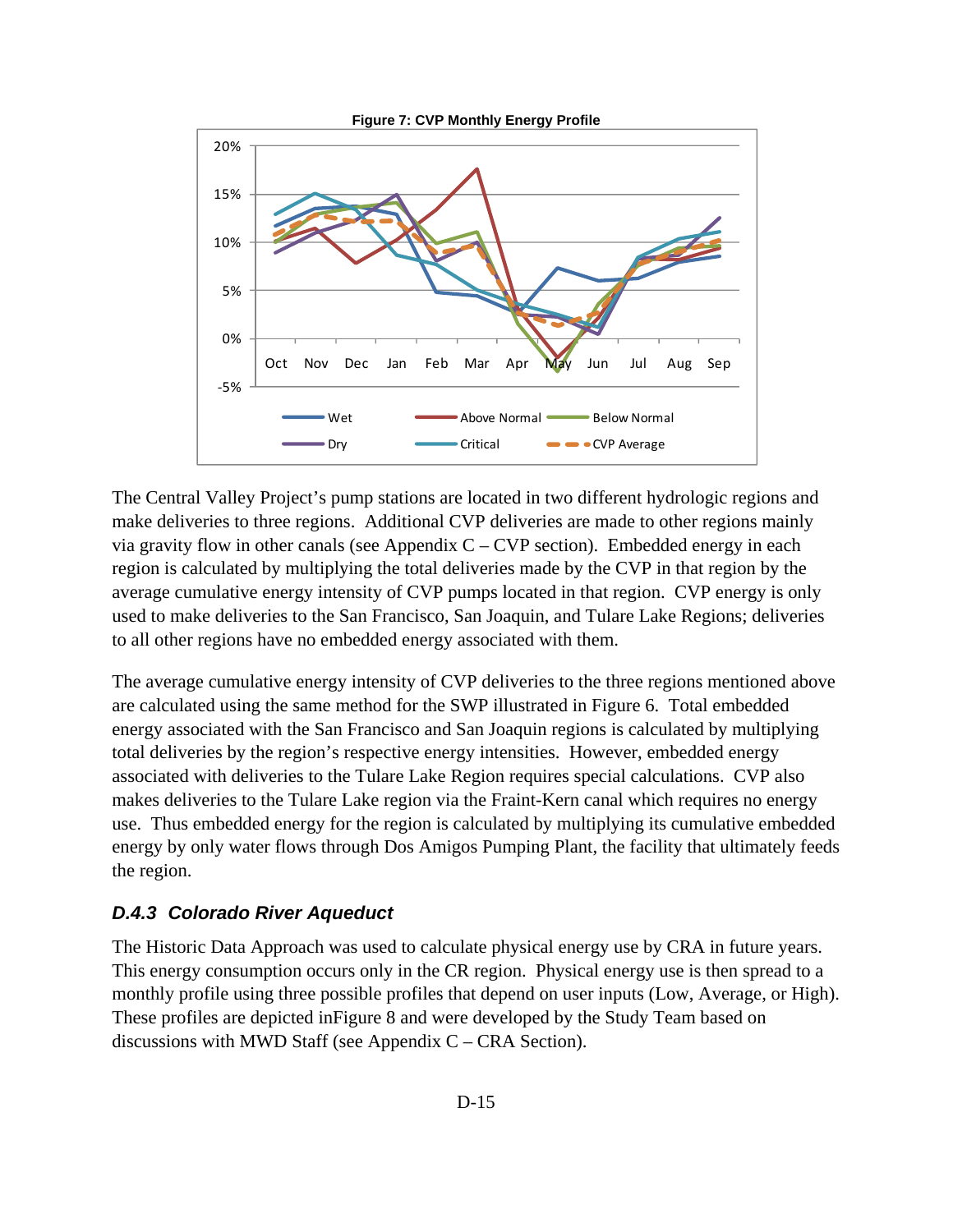**Figure 7: CVP Monthly Energy Profile**

The Central Valley Project's pump stations are located in two different hydrologic regions and make deliveries to three regions. Additional CVP deliveries are made to other regions mainly via gravity flow in other canals (see Appendix C – CVP section). Embedded energy in each region is calculated by multiplying the total deliveries made by the CVP in that region by the average cumulative energy intensity of CVP pumps located in that region. CVP energy is only used to make deliveries to the San Francisco, San Joaquin, and Tulare Lake Regions; deliveries to all other regions have no embedded energy associated with them.

The average cumulative energy intensity of CVP deliveries to the three regions mentioned above are calculated using the same method for the SWP illustrated in Figure 6. Total embedded energy associated with the San Francisco and San Joaquin regions is calculated by multiplying total deliveries by the region's respective energy intensities. However, embedded energy associated with deliveries to the Tulare Lake Region requires special calculations. CVP also makes deliveries to the Tulare Lake region via the Fraint-Kern canal which requires no energy use. Thus embedded energy for the region is calculated by multiplying its cumulative embedded energy by only water flows through Dos Amigos Pumping Plant, the facility that ultimately feeds the region.

### *D.4.3 Colorado River Aqueduct*

The Historic Data Approach was used to calculate physical energy use by CRA in future years. This energy consumption occurs only in the CR region. Physical energy use is then spread to a monthly profile using three possible profiles that depend on user inputs (Low, Average, or High). These profiles are depicted inFigure 8 and were developed by the Study Team based on discussions with MWD Staff (see Appendix C – CRA Section).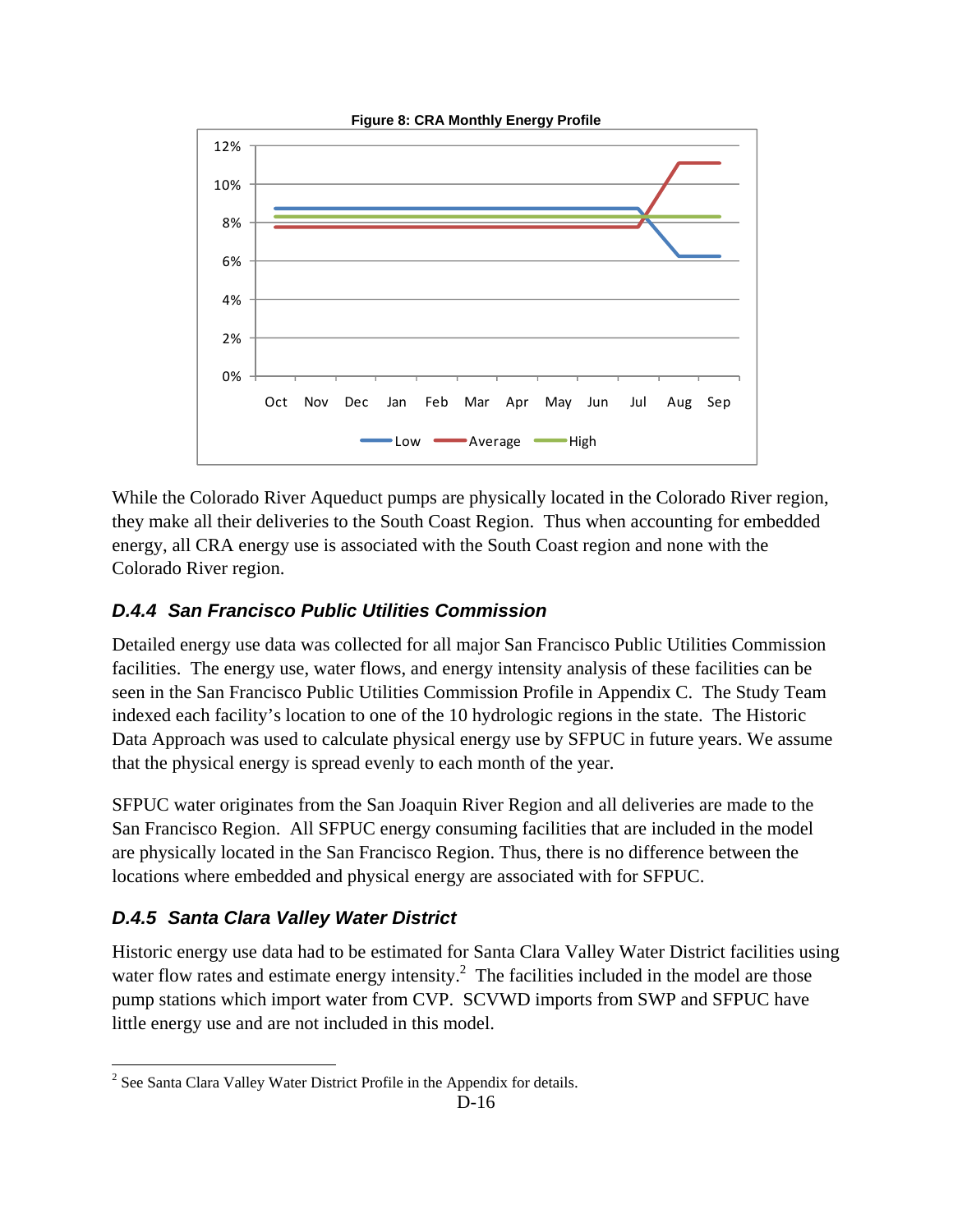**Figure 8: CRA Monthly Energy Profile**

While the Colorado River Aqueduct pumps are physically located in the Colorado River region, they make all their deliveries to the South Coast Region. Thus when accounting for embedded energy, all CRA energy use is associated with the South Coast region and none with the Colorado River region.

### D.4.4 San Francisco Public Utilities Commission

Detailed energy use data was collected for all major San Francisco Public Utilities Commission facilities. The energy use, water flows, and energy intensity analysis of these facilities can be seen in the San Francisco Public Utilities Commission Profile in Appendix C. The Study Team indexed each facility's location to one of the 10 hydrologic regions in the state. The Historic Data Approach was used to calculate physical energy use by SFPUC in future years. We assume that the physical energy is spread evenly to each month of the year.

SFPUC water originates from the San Joaquin River Region and all deliveries are made to the San Francisco Region. All SFPUC energy consuming facilities that are included in the model are physically located in the San Francisco Region. Thus, there is no difference between the locations where embedded and physical energy are associated with for SFPUC.

### D.4.5 Santa Clara Valley Water District

Historic energy use data had to be estimated for Santa Clara Valley Water District facilities using water flow rates and estimate energy intensity.[2] The facilities included in the model are those pump stations which import water from CVP. SCVWD imports from SWP and SFPUC have little energy use and are not included in this model.

[2] See Santa Clara Valley Water District Profile in the Appendix for details.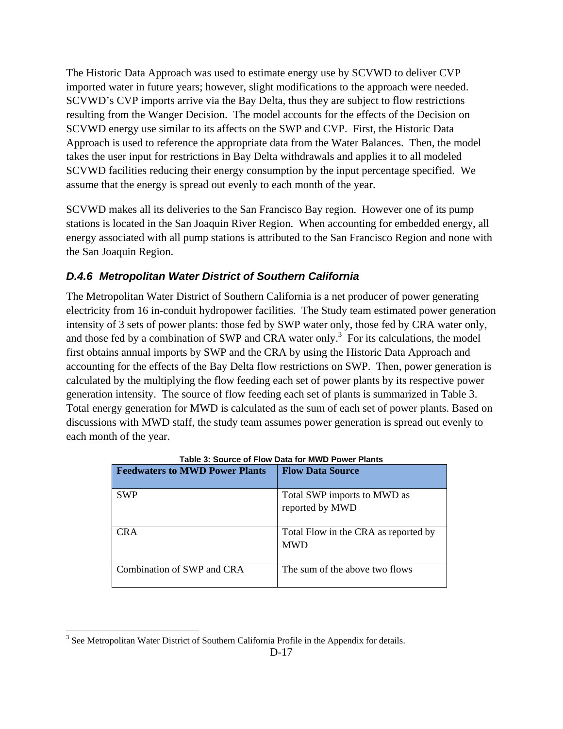The Historic Data Approach was used to estimate energy use by SCVWD to deliver CVP imported water in future years; however, slight modifications to the approach were needed. SCVWD's CVP imports arrive via the Bay Delta, thus they are subject to flow restrictions resulting from the Wanger Decision. The model accounts for the effects of the Decision on SCVWD energy use similar to its affects on the SWP and CVP. First, the Historic Data Approach is used to reference the appropriate data from the Water Balances. Then, the model takes the user input for restrictions in Bay Delta withdrawals and applies it to all modeled SCVWD facilities reducing their energy consumption by the input percentage specified. We assume that the energy is spread out evenly to each month of the year.

SCVWD makes all its deliveries to the San Francisco Bay region. However one of its pump stations is located in the San Joaquin River Region. When accounting for embedded energy, all energy associated with all pump stations is attributed to the San Francisco Region and none with the San Joaquin Region.

### *D.4.6 Metropolitan Water District of Southern California*

The Metropolitan Water District of Southern California is a net producer of power generating electricity from 16 in-conduit hydropower facilities. The Study team estimated power generation intensity of 3 sets of power plants: those fed by SWP water only, those fed by CRA water only, and those fed by a combination of SWP and CRA water only.[3] For its calculations, the model first obtains annual imports by SWP and the CRA by using the Historic Data Approach and accounting for the effects of the Bay Delta flow restrictions on SWP. Then, power generation is calculated by the multiplying the flow feeding each set of power plants by its respective power generation intensity. The source of flow feeding each set of plants is summarized in Table 3. Total energy generation for MWD is calculated as the sum of each set of power plants. Based on discussions with MWD staff, the study team assumes power generation is spread out evenly to each month of the year.

**Table 3: Source of Flow Data for MWD Power Plants**

| Feedwaters to MWD Power Plants | Flow Data Source |
| --- | --- |
| SWP | Total SWP imports to MWD as reported by MWD |
| CRA | Total Flow in the CRA as reported by MWD |
| Combination of SWP and CRA | The sum of the above two flows |

[3] See Metropolitan Water District of Southern California Profile in the Appendix for details.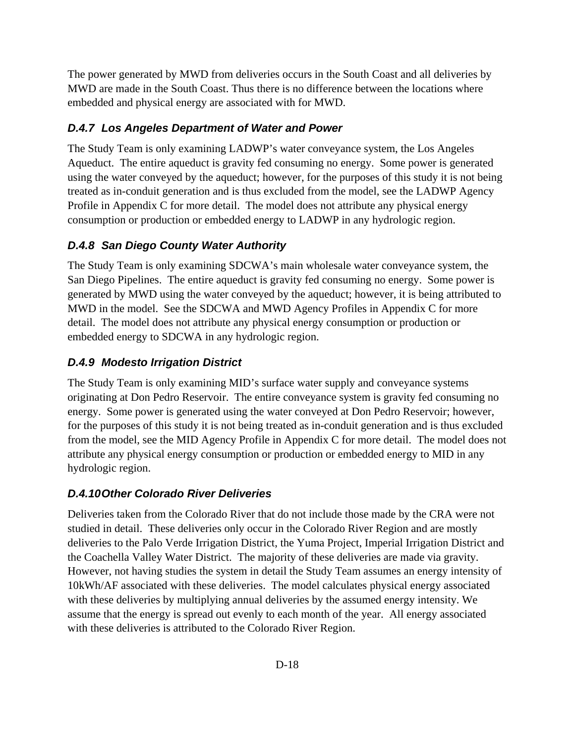The power generated by MWD from deliveries occurs in the South Coast and all deliveries by MWD are made in the South Coast. Thus there is no difference between the locations where embedded and physical energy are associated with for MWD.

### *D.4.7 Los Angeles Department of Water and Power*

The Study Team is only examining LADWP's water conveyance system, the Los Angeles Aqueduct. The entire aqueduct is gravity fed consuming no energy. Some power is generated using the water conveyed by the aqueduct; however, for the purposes of this study it is not being treated as in-conduit generation and is thus excluded from the model, see the LADWP Agency Profile in Appendix C for more detail. The model does not attribute any physical energy consumption or production or embedded energy to LADWP in any hydrologic region.

### *D.4.8 San Diego County Water Authority*

The Study Team is only examining SDCWA's main wholesale water conveyance system, the San Diego Pipelines. The entire aqueduct is gravity fed consuming no energy. Some power is generated by MWD using the water conveyed by the aqueduct; however, it is being attributed to MWD in the model. See the SDCWA and MWD Agency Profiles in Appendix C for more detail. The model does not attribute any physical energy consumption or production or embedded energy to SDCWA in any hydrologic region.

### *D.4.9 Modesto Irrigation District*

The Study Team is only examining MID's surface water supply and conveyance systems originating at Don Pedro Reservoir. The entire conveyance system is gravity fed consuming no energy. Some power is generated using the water conveyed at Don Pedro Reservoir; however, for the purposes of this study it is not being treated as in-conduit generation and is thus excluded from the model, see the MID Agency Profile in Appendix C for more detail. The model does not attribute any physical energy consumption or production or embedded energy to MID in any hydrologic region.

### *D.4.10 Other Colorado River Deliveries*

Deliveries taken from the Colorado River that do not include those made by the CRA were not studied in detail. These deliveries only occur in the Colorado River Region and are mostly deliveries to the Palo Verde Irrigation District, the Yuma Project, Imperial Irrigation District and the Coachella Valley Water District. The majority of these deliveries are made via gravity. However, not having studies the system in detail the Study Team assumes an energy intensity of 10kWh/AF associated with these deliveries. The model calculates physical energy associated with these deliveries by multiplying annual deliveries by the assumed energy intensity. We assume that the energy is spread out evenly to each month of the year. All energy associated with these deliveries is attributed to the Colorado River Region.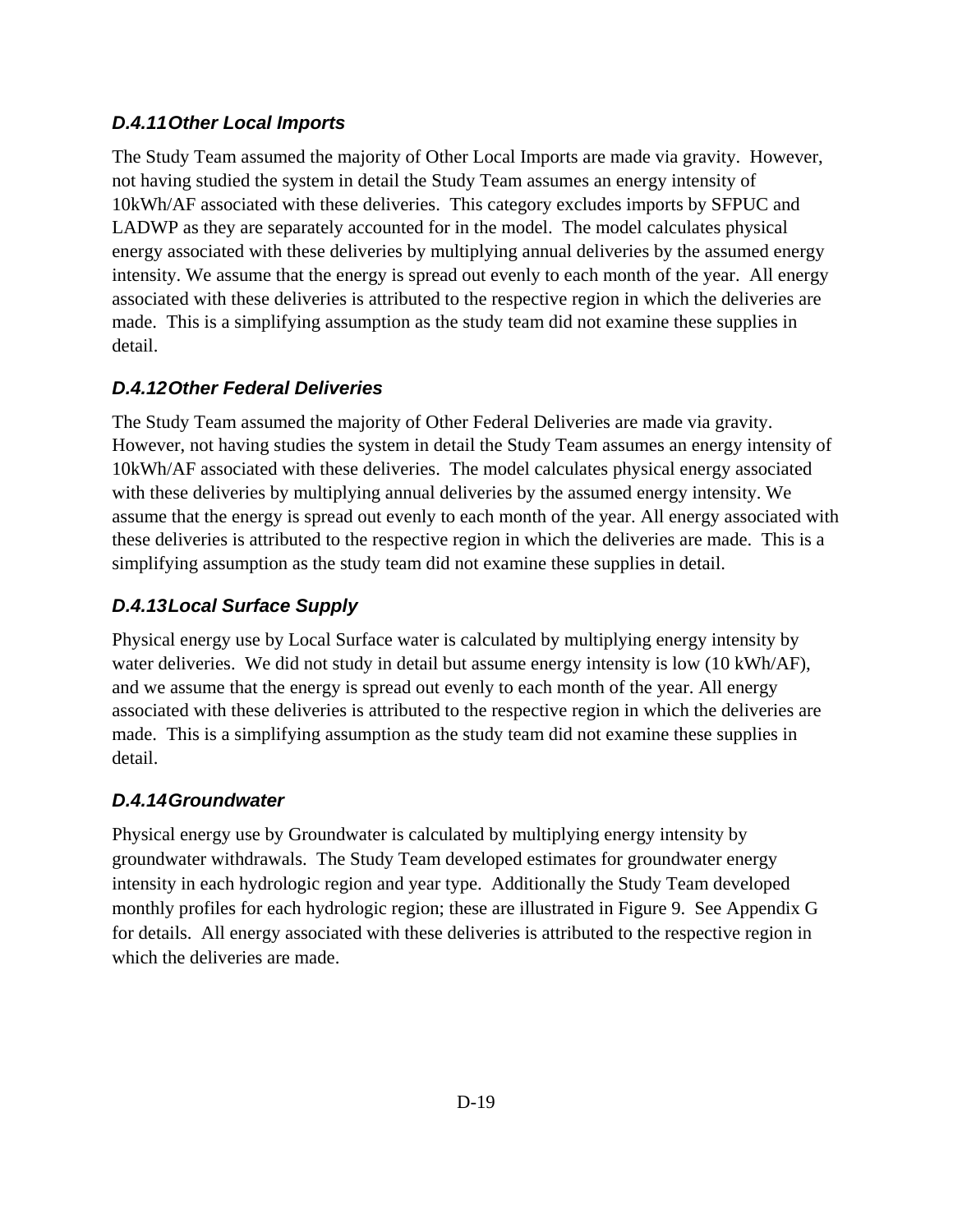### *D.4.11 Other Local Imports*

The Study Team assumed the majority of Other Local Imports are made via gravity. However, not having studied the system in detail the Study Team assumes an energy intensity of 10kWh/AF associated with these deliveries. This category excludes imports by SFPUC and LADWP as they are separately accounted for in the model. The model calculates physical energy associated with these deliveries by multiplying annual deliveries by the assumed energy intensity. We assume that the energy is spread out evenly to each month of the year. All energy associated with these deliveries is attributed to the respective region in which the deliveries are made. This is a simplifying assumption as the study team did not examine these supplies in detail.

### *D.4.12 Other Federal Deliveries*

The Study Team assumed the majority of Other Federal Deliveries are made via gravity. However, not having studies the system in detail the Study Team assumes an energy intensity of 10kWh/AF associated with these deliveries. The model calculates physical energy associated with these deliveries by multiplying annual deliveries by the assumed energy intensity. We assume that the energy is spread out evenly to each month of the year. All energy associated with these deliveries is attributed to the respective region in which the deliveries are made. This is a simplifying assumption as the study team did not examine these supplies in detail.

### *D.4.13 Local Surface Supply*

Physical energy use by Local Surface water is calculated by multiplying energy intensity by water deliveries. We did not study in detail but assume energy intensity is low (10 kWh/AF), and we assume that the energy is spread out evenly to each month of the year. All energy associated with these deliveries is attributed to the respective region in which the deliveries are made. This is a simplifying assumption as the study team did not examine these supplies in detail.

### *D.4.14 Groundwater*

Physical energy use by Groundwater is calculated by multiplying energy intensity by groundwater withdrawals. The Study Team developed estimates for groundwater energy intensity in each hydrologic region and year type. Additionally the Study Team developed monthly profiles for each hydrologic region; these are illustrated in Figure 9. See Appendix G for details. All energy associated with these deliveries is attributed to the respective region in which the deliveries are made.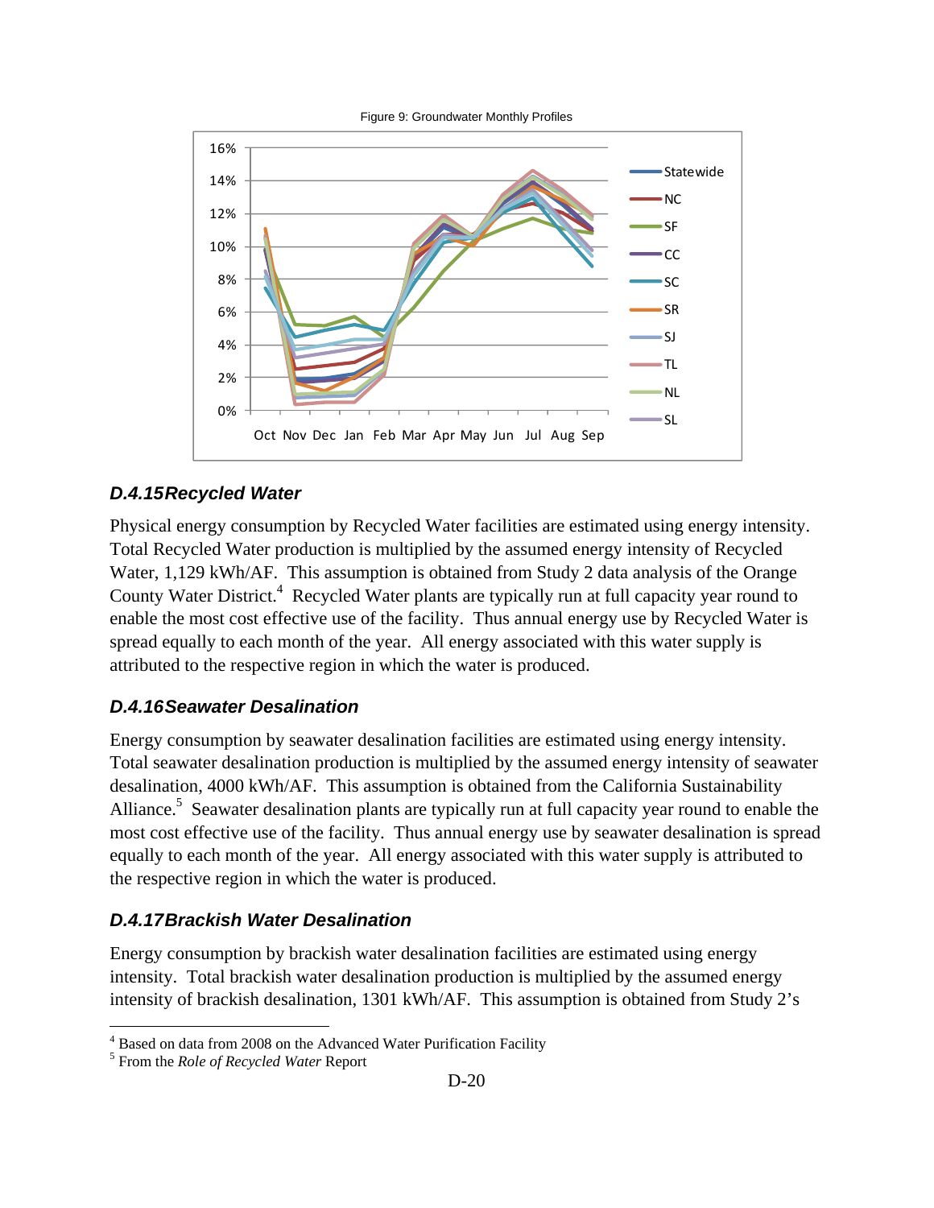Figure 9: Groundwater Monthly Profiles

### *D.4.15 Recycled Water*

Physical energy consumption by Recycled Water facilities are estimated using energy intensity. Total Recycled Water production is multiplied by the assumed energy intensity of Recycled Water, 1,129 kWh/AF. This assumption is obtained from Study 2 data analysis of the Orange County Water District.[4] Recycled Water plants are typically run at full capacity year round to enable the most cost effective use of the facility. Thus annual energy use by Recycled Water is spread equally to each month of the year. All energy associated with this water supply is attributed to the respective region in which the water is produced.

### *D.4.16 Seawater Desalination*

Energy consumption by seawater desalination facilities are estimated using energy intensity. Total seawater desalination production is multiplied by the assumed energy intensity of seawater desalination, 4000 kWh/AF. This assumption is obtained from the California Sustainability Alliance.[5] Seawater desalination plants are typically run at full capacity year round to enable the most cost effective use of the facility. Thus annual energy use by seawater desalination is spread equally to each month of the year. All energy associated with this water supply is attributed to the respective region in which the water is produced.

### *D.4.17 Brackish Water Desalination*

Energy consumption by brackish water desalination facilities are estimated using energy intensity. Total brackish water desalination production is multiplied by the assumed energy intensity of brackish desalination, 1301 kWh/AF. This assumption is obtained from Study 2's

---

[4] Based on data from 2008 on the Advanced Water Purification Facility

[5] From the *Role of Recycled Water* Report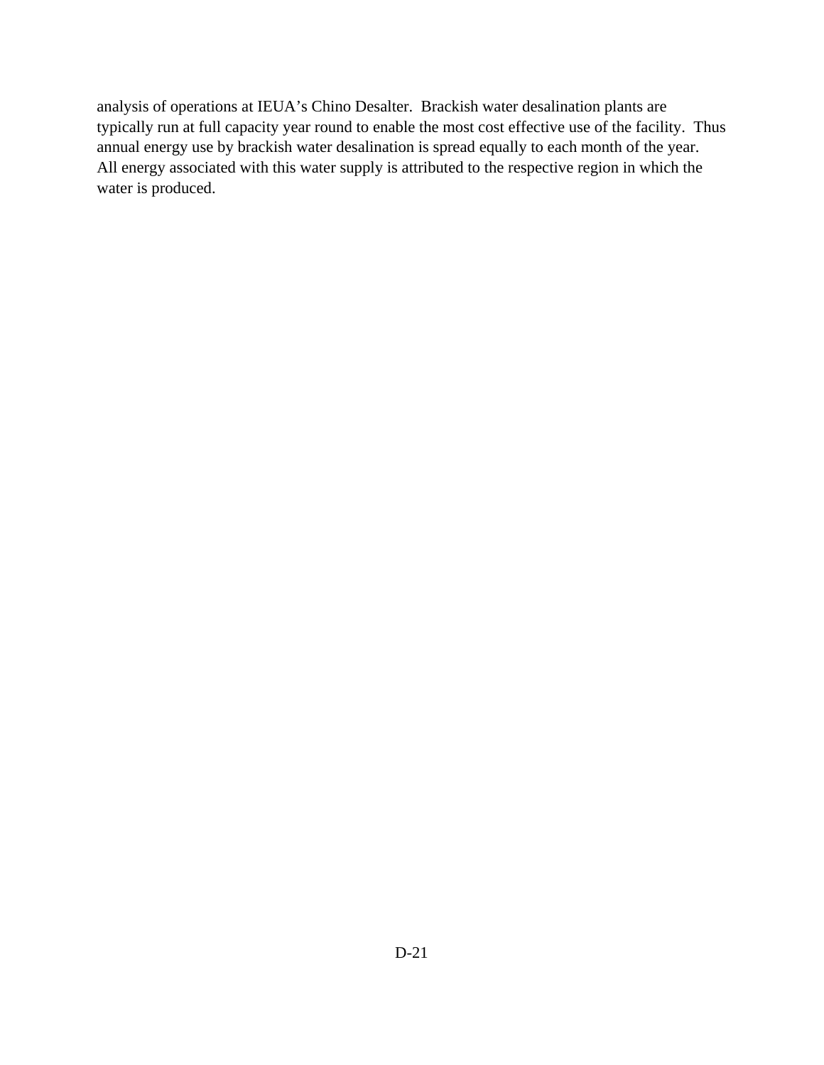analysis of operations at IEUA's Chino Desalter. Brackish water desalination plants are typically run at full capacity year round to enable the most cost effective use of the facility. Thus annual energy use by brackish water desalination is spread equally to each month of the year. All energy associated with this water supply is attributed to the respective region in which the water is produced.